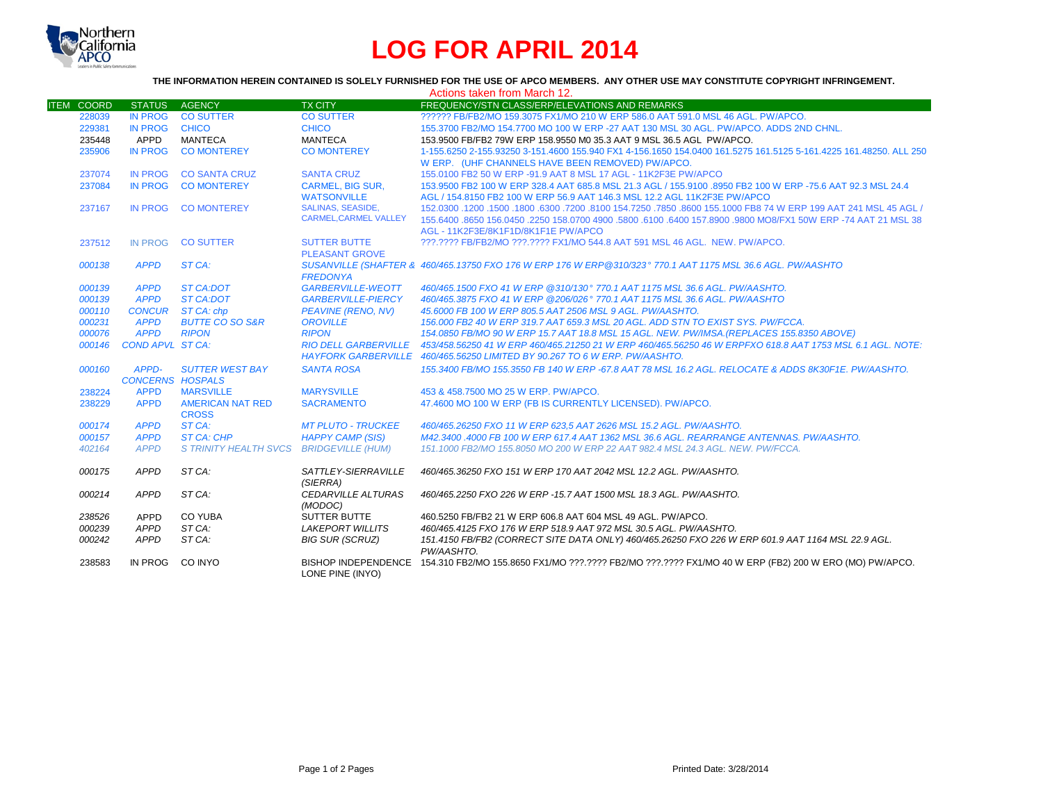# LOG FOR APRIL 2014

**THE INFORMATION HEREIN CONTAINED IS SOLELY FURNISHED FOR THE USE OF APCO MEMBERS. ANY OTHER USE MAY CONSTITUTE COPYRIGHT INFRINGEMENT.**

Actions taken from March 12.

| ITEM | COORD | STATUS | AGENCY | TX CITY | FREQUENCY/STN CLASS/ERP/ELEVATIONS AND REMARKS |
|---|---|---|---|---|---|
| | 228039 | IN PROG | CO SUTTER | CO SUTTER | ?????? FB/FB2/MO 159.3075 FX1/MO 210 W ERP 586.0 AAT 591.0 MSL 46 AGL. PW/APCO. |
| | 229381 | IN PROG | CHICO | CHICO | 155.3700 FB2/MO 154.7700 MO 100 W ERP -27 AAT 130 MSL 30 AGL. PW/APCO. ADDS 2ND CHNL. |
| | 235448 | APPD | MANTECA | MANTECA | 153.9500 FB/FB2 79W ERP 158.9550 M0 35.3 AAT 9 MSL 36.5 AGL PW/APCO. |
| | 235906 | IN PROG | CO MONTEREY | CO MONTEREY | 1-155.6250 2-155.93250 3-151.4600 155.940 FX1 4-156.1650 154.0400 161.5275 161.5125 5-161.4225 161.48250. ALL 250 W ERP. (UHF CHANNELS HAVE BEEN REMOVED) PW/APCO. |
| | 237074 | IN PROG | CO SANTA CRUZ | SANTA CRUZ | 155.0100 FB2 50 W ERP -91.9 AAT 8 MSL 17 AGL - 11K2F3E PW/APCO |
| | 237084 | IN PROG | CO MONTEREY | CARMEL, BIG SUR, WATSONVILLE | 153.9500 FB2 100 W ERP 328.4 AAT 685.8 MSL 21.3 AGL / 155.9100 .8950 FB2 100 W ERP -75.6 AAT 92.3 MSL 24.4 AGL / 154.8150 FB2 100 W ERP 56.9 AAT 146.3 MSL 12.2 AGL 11K2F3E PW/APCO |
| | 237167 | IN PROG | CO MONTEREY | SALINAS, SEASIDE, CARMEL,CARMEL VALLEY | 152.0300 .1200 .1500 .1800 .6300 .7200 .8100 154.7250 .7850 .8600 155.1000 FB8 74 W ERP 199 AAT 241 MSL 45 AGL / 155.6400 .8650 156.0450 .2250 158.0700 4900 .5800 .6100 .6400 157.8900 .9800 MO8/FX1 50W ERP -74 AAT 21 MSL 38 AGL - 11K2F3E/8K1F1D/8K1F1E PW/APCO |
| | 237512 | IN PROG | CO SUTTER | SUTTER BUTTE PLEASANT GROVE | ???.???? FB/FB2/MO ???.???? FX1/MO 544.8 AAT 591 MSL 46 AGL. NEW. PW/APCO. |
| | *000138* | *APPD* | *ST CA:* | *SUSANVILLE (SHAFTER & FREDONYA* | *460/465.13750 FXO 176 W ERP 176 W ERP@310/323° 770.1 AAT 1175 MSL 36.6 AGL. PW/AASHTO* |
| | *000139* | *APPD* | *ST CA:DOT* | *GARBERVILLE-WEOTT* | *460/465.1500 FXO 41 W ERP @310/130° 770.1 AAT 1175 MSL 36.6 AGL. PW/AASHTO.* |
| | *000139* | *APPD* | *ST CA:DOT* | *GARBERVILLE-PIERCY* | *460/465.3875 FXO 41 W ERP @206/026° 770.1 AAT 1175 MSL 36.6 AGL. PW/AASHTO* |
| | *000110* | *CONCUR* | *ST CA: chp* | *PEAVINE (RENO, NV)* | *45.6000 FB 100 W ERP 805.5 AAT 2506 MSL 9 AGL. PW/AASHTO.* |
| | *000231* | *APPD* | *BUTTE CO SO S&R* | *OROVILLE* | *156.000 FB2 40 W ERP 319.7 AAT 659.3 MSL 20 AGL. ADD STN TO EXIST SYS. PW/FCCA.* |
| | *000076* | *APPD* | *RIPON* | *RIPON* | *154.0850 FB/MO 90 W ERP 15.7 AAT 18.8 MSL 15 AGL. NEW. PW/IMSA.(REPLACES 155.8350 ABOVE)* |
| | *000146* | *COND APVL* | *ST CA:* | *RIO DELL GARBERVILLE HAYFORK GARBERVILLE* | *453/458.56250 41 W ERP 460/465.21250 21 W ERP 460/465.56250 46 W ERPFXO 618.8 AAT 1753 MSL 6.1 AGL. NOTE: 460/465.56250 LIMITED BY 90.267 TO 6 W ERP. PW/AASHTO.* |
| | *000160* | *APPD-CONCERNS* | *SUTTER WEST BAY HOSPALS* | *SANTA ROSA* | *155.3400 FB/MO 155.3550 FB 140 W ERP -67.8 AAT 78 MSL 16.2 AGL. RELOCATE & ADDS 8K30F1E. PW/AASHTO.* |
| | 238224 | APPD | MARSVILLE | MARYSVILLE | 453 & 458.7500 MO 25 W ERP. PW/APCO. |
| | 238229 | APPD | AMERICAN NAT RED CROSS | SACRAMENTO | 47.4600 MO 100 W ERP (FB IS CURRENTLY LICENSED). PW/APCO. |
| | *000174* | *APPD* | *ST CA:* | *MT PLUTO - TRUCKEE* | *460/465.26250 FXO 11 W ERP 623,5 AAT 2626 MSL 15.2 AGL. PW/AASHTO.* |
| | *000157* | *APPD* | *ST CA: CHP* | *HAPPY CAMP (SIS)* | *M42.3400 .4000 FB 100 W ERP 617.4 AAT 1362 MSL 36.6 AGL. REARRANGE ANTENNAS. PW/AASHTO.* |
| | *402164* | *APPD* | *S TRINITY HEALTH SVCS* | *BRIDGEVILLE (HUM)* | *151.1000 FB2/MO 155.8050 MO 200 W ERP 22 AAT 982.4 MSL 24.3 AGL. NEW. PW/FCCA.* |
| | *000175* | *APPD* | *ST CA:* | *SATTLEY-SIERRAVILLE (SIERRA)* | *460/465.36250 FXO 151 W ERP 170 AAT 2042 MSL 12.2 AGL. PW/AASHTO.* |
| | *000214* | *APPD* | *ST CA:* | *CEDARVILLE ALTURAS (MODOC)* | *460/465.2250 FXO 226 W ERP -15.7 AAT 1500 MSL 18.3 AGL. PW/AASHTO.* |
| | *238526* | APPD | CO YUBA | SUTTER BUTTE | 460.5250 FB/FB2 21 W ERP 606.8 AAT 604 MSL 49 AGL. PW/APCO. |
| | *000239* | *APPD* | *ST CA:* | *LAKEPORT WILLITS* | *460/465.4125 FXO 176 W ERP 518.9 AAT 972 MSL 30.5 AGL. PW/AASHTO.* |
| | *000242* | *APPD* | *ST CA:* | *BIG SUR (SCRUZ)* | *151.4150 FB/FB2 (CORRECT SITE DATA ONLY) 460/465.26250 FXO 226 W ERP 601.9 AAT 1164 MSL 22.9 AGL. PW/AASHTO.* |
| | 238583 | IN PROG | CO INYO | BISHOP INDEPENDENCE LONE PINE (INYO) | 154.310 FB2/MO 155.8650 FX1/MO ???.???? FB2/MO ???.???? FX1/MO 40 W ERP (FB2) 200 W ERO (MO) PW/APCO. |

Printed Date: 3/28/2014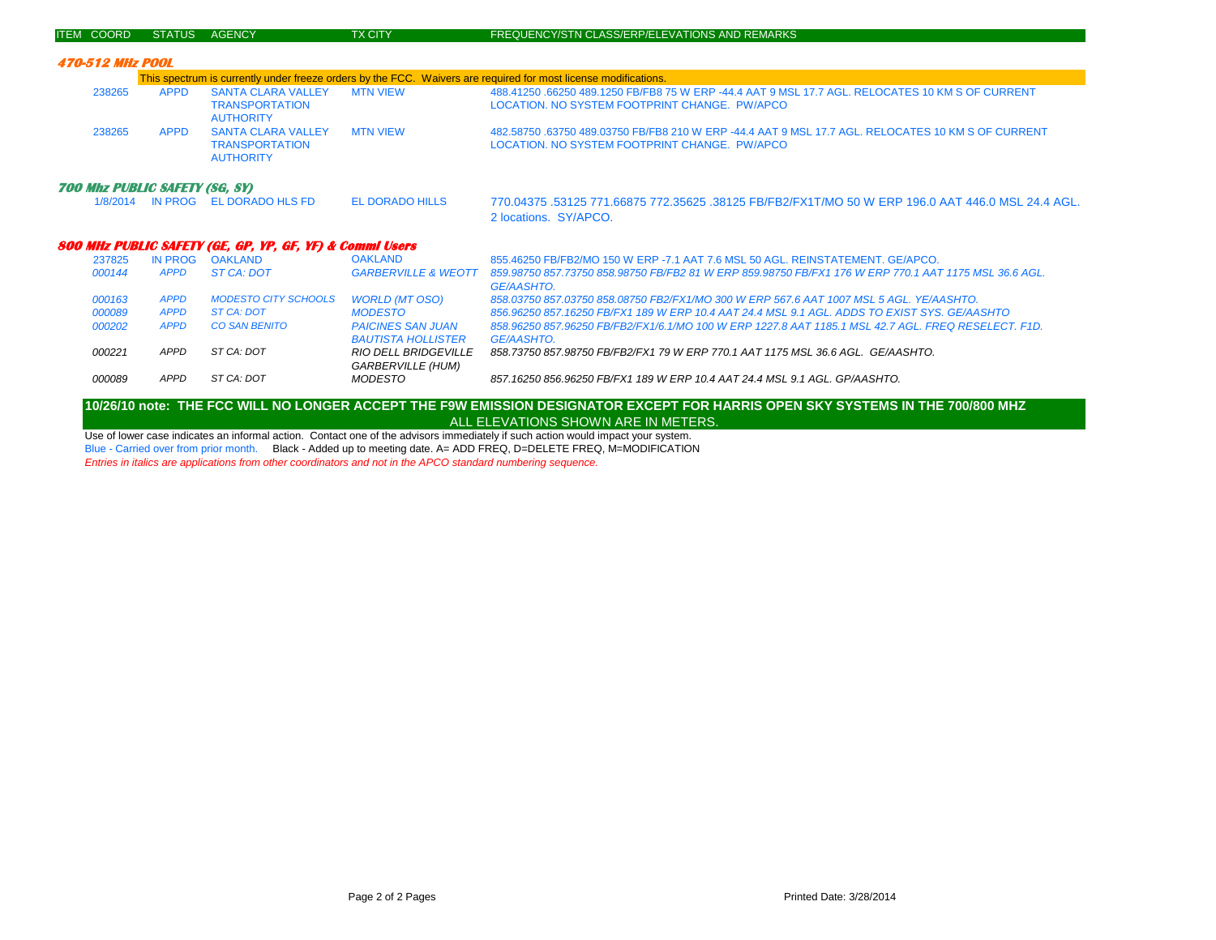| ITEM | COORD | STATUS | AGENCY | TX CITY | FREQUENCY/STN CLASS/ERP/ELEVATIONS AND REMARKS |
|---|---|---|---|---|---|

### *470-512 MHz POOL*

This spectrum is currently under freeze orders by the FCC. Waivers are required for most license modifications.

| ITEM | COORD | STATUS | AGENCY | TX CITY | FREQUENCY/STN CLASS/ERP/ELEVATIONS AND REMARKS |
|---|---|---|---|---|---|
| | 238265 | APPD | SANTA CLARA VALLEY TRANSPORTATION AUTHORITY | MTN VIEW | 488.41250 .66250 489.1250 FB/FB8 75 W ERP -44.4 AAT 9 MSL 17.7 AGL. RELOCATES 10 KM S OF CURRENT LOCATION. NO SYSTEM FOOTPRINT CHANGE. PW/APCO |
| | 238265 | APPD | SANTA CLARA VALLEY TRANSPORTATION AUTHORITY | MTN VIEW | 482.58750 .63750 489.03750 FB/FB8 210 W ERP -44.4 AAT 9 MSL 17.7 AGL. RELOCATES 10 KM S OF CURRENT LOCATION. NO SYSTEM FOOTPRINT CHANGE. PW/APCO |

### *700 Mhz PUBLIC SAFETY (SG, SY)*

| ITEM | COORD | STATUS | AGENCY | TX CITY | FREQUENCY/STN CLASS/ERP/ELEVATIONS AND REMARKS |
|---|---|---|---|---|---|
| | 1/8/2014 | IN PROG | EL DORADO HLS FD | EL DORADO HILLS | 770.04375 .53125 771.66875 772.35625 .38125 FB/FB2/FX1T/MO 50 W ERP 196.0 AAT 446.0 MSL 24.4 AGL. 2 locations. SY/APCO. |

### *800 MHz PUBLIC SAFETY (GE, GP, YP, GF, YF) & Comml Users*

| ITEM | COORD | STATUS | AGENCY | TX CITY | FREQUENCY/STN CLASS/ERP/ELEVATIONS AND REMARKS |
|---|---|---|---|---|---|
| | 237825 | IN PROG | OAKLAND | OAKLAND | 855.46250 FB/FB2/MO 150 W ERP -7.1 AAT 7.6 MSL 50 AGL. REINSTATEMENT. GE/APCO. |
| | *000144* | *APPD* | *ST CA: DOT* | *GARBERVILLE & WEOTT* | *859.98750 857.73750 858.98750 FB/FB2 81 W ERP 859.98750 FB/FX1 176 W ERP 770.1 AAT 1175 MSL 36.6 AGL. GE/AASHTO.* |
| | *000163* | *APPD* | *MODESTO CITY SCHOOLS* | *WORLD (MT OSO)* | *858.03750 857.03750 858.08750 FB2/FX1/MO 300 W ERP 567.6 AAT 1007 MSL 5 AGL. YE/AASHTO.* |
| | *000089* | *APPD* | *ST CA: DOT* | *MODESTO* | *856.96250 857.16250 FB/FX1 189 W ERP 10.4 AAT 24.4 MSL 9.1 AGL. ADDS TO EXIST SYS. GE/AASHTO* |
| | *000202* | *APPD* | *CO SAN BENITO* | *PAICINES SAN JUAN BAUTISTA HOLLISTER* | *858.96250 857.96250 FB/FB2/FX1/6.1/MO 100 W ERP 1227.8 AAT 1185.1 MSL 42.7 AGL. FREQ RESELECT. F1D. GE/AASHTO.* |
| | *000221* | *APPD* | *ST CA: DOT* | *RIO DELL BRIDGEVILLE GARBERVILLE (HUM)* | *858.73750 857.98750 FB/FB2/FX1 79 W ERP 770.1 AAT 1175 MSL 36.6 AGL. GE/AASHTO.* |
| | *000089* | *APPD* | *ST CA: DOT* | *MODESTO* | *857.16250 856.96250 FB/FX1 189 W ERP 10.4 AAT 24.4 MSL 9.1 AGL. GP/AASHTO.* |

**10/26/10 note: THE FCC WILL NO LONGER ACCEPT THE F9W EMISSION DESIGNATOR EXCEPT FOR HARRIS OPEN SKY SYSTEMS IN THE 700/800 MHZ**

ALL ELEVATIONS SHOWN ARE IN METERS.

Use of lower case indicates an informal action. Contact one of the advisors immediately if such action would impact your system.

Blue - Carried over from prior month. Black - Added up to meeting date. A= ADD FREQ, D=DELETE FREQ, M=MODIFICATION

*Entries in italics are applications from other coordinators and not in the APCO standard numbering sequence.*

Printed Date: 3/28/2014